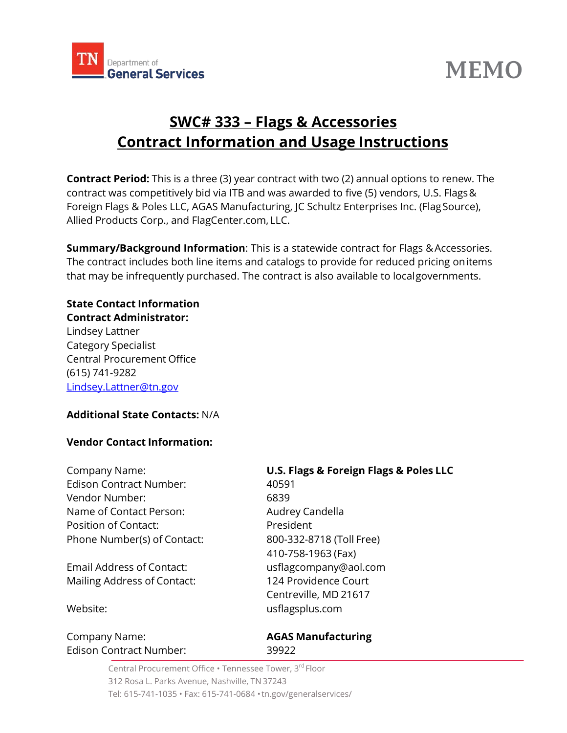MEMO

# SWC# 333 – Flags & Accessories
# Contract Information and Usage Instructions

**Contract Period:** This is a three (3) year contract with two (2) annual options to renew. The contract was competitively bid via ITB and was awarded to five (5) vendors, U.S. Flags & Foreign Flags & Poles LLC, AGAS Manufacturing, JC Schultz Enterprises Inc. (Flag Source), Allied Products Corp., and FlagCenter.com, LLC.

**Summary/Background Information**: This is a statewide contract for Flags & Accessories. The contract includes both line items and catalogs to provide for reduced pricing on items that may be infrequently purchased. The contract is also available to local governments.

**State Contact Information**
**Contract Administrator:**
Lindsey Lattner
Category Specialist
Central Procurement Office
(615) 741-9282
Lindsey.Lattner@tn.gov

**Additional State Contacts:** N/A

**Vendor Contact Information:**

| | |
|---|---|
| Company Name: | **U.S. Flags & Foreign Flags & Poles LLC** |
| Edison Contract Number: | 40591 |
| Vendor Number: | 6839 |
| Name of Contact Person: | Audrey Candella |
| Position of Contact: | President |
| Phone Number(s) of Contact: | 800-332-8718 (Toll Free)<br>410-758-1963 (Fax) |
| Email Address of Contact: | usflagcompany@aol.com |
| Mailing Address of Contact: | 124 Providence Court<br>Centreville, MD 21617 |
| Website: | usflagsplus.com |

| | |
|---|---|
| Company Name: | **AGAS Manufacturing** |
| Edison Contract Number: | 39922 |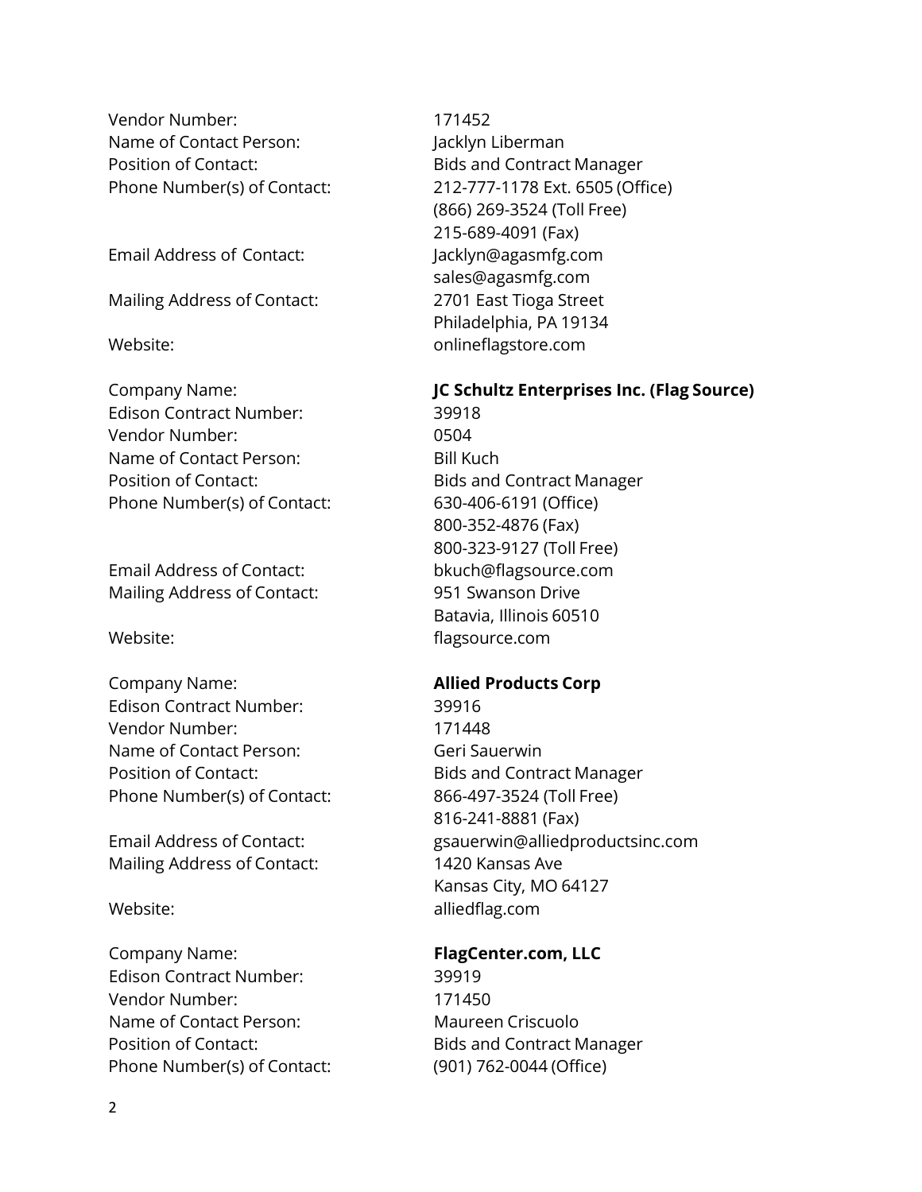Vendor Number: 171452
Name of Contact Person: Jacklyn Liberman
Position of Contact: Bids and Contract Manager
Phone Number(s) of Contact: 212-777-1178 Ext. 6505 (Office)
(866) 269-3524 (Toll Free)
215-689-4091 (Fax)
Email Address of Contact: Jacklyn@agasmfg.com
sales@agasmfg.com
Mailing Address of Contact: 2701 East Tioga Street
Philadelphia, PA 19134
Website: onlineflagstore.com

Company Name: **JC Schultz Enterprises Inc. (Flag Source)**
Edison Contract Number: 39918
Vendor Number: 0504
Name of Contact Person: Bill Kuch
Position of Contact: Bids and Contract Manager
Phone Number(s) of Contact: 630-406-6191 (Office)
800-352-4876 (Fax)
800-323-9127 (Toll Free)
Email Address of Contact: bkuch@flagsource.com
Mailing Address of Contact: 951 Swanson Drive
Batavia, Illinois 60510
Website: flagsource.com

Company Name: **Allied Products Corp**
Edison Contract Number: 39916
Vendor Number: 171448
Name of Contact Person: Geri Sauerwin
Position of Contact: Bids and Contract Manager
Phone Number(s) of Contact: 866-497-3524 (Toll Free)
816-241-8881 (Fax)
Email Address of Contact: gsauerwin@alliedproductsinc.com
Mailing Address of Contact: 1420 Kansas Ave
Kansas City, MO 64127
Website: alliedflag.com

Company Name: **FlagCenter.com, LLC**
Edison Contract Number: 39919
Vendor Number: 171450
Name of Contact Person: Maureen Criscuolo
Position of Contact: Bids and Contract Manager
Phone Number(s) of Contact: (901) 762-0044 (Office)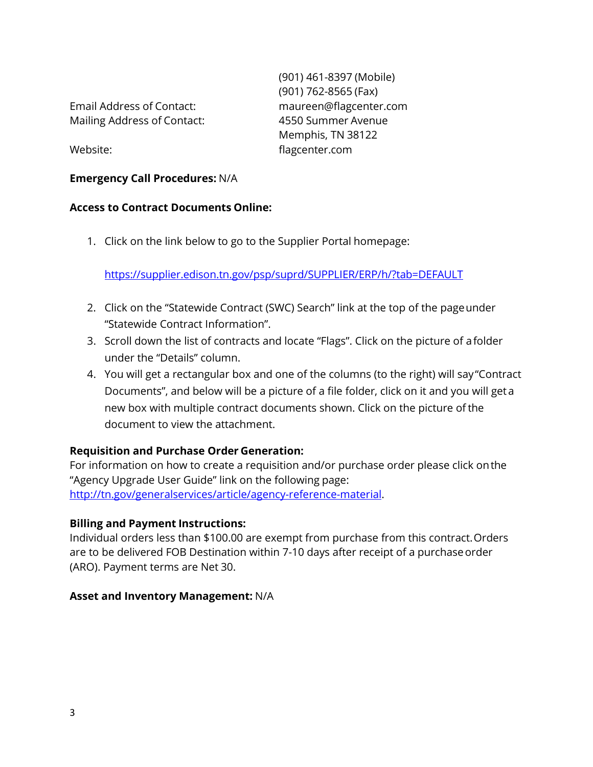| | |
|---|---|
| | (901) 461-8397 (Mobile) |
| | (901) 762-8565 (Fax) |
| Email Address of Contact: | maureen@flagcenter.com |
| Mailing Address of Contact: | 4550 Summer Avenue<br>Memphis, TN 38122 |
| Website: | flagcenter.com |

**Emergency Call Procedures:** N/A

**Access to Contract Documents Online:**

1. Click on the link below to go to the Supplier Portal homepage:

   https://supplier.edison.tn.gov/psp/suprd/SUPPLIER/ERP/h/?tab=DEFAULT

2. Click on the "Statewide Contract (SWC) Search" link at the top of the page under "Statewide Contract Information".
3. Scroll down the list of contracts and locate "Flags". Click on the picture of a folder under the "Details" column.
4. You will get a rectangular box and one of the columns (to the right) will say "Contract Documents", and below will be a picture of a file folder, click on it and you will get a new box with multiple contract documents shown. Click on the picture of the document to view the attachment.

**Requisition and Purchase Order Generation:**
For information on how to create a requisition and/or purchase order please click on the "Agency Upgrade User Guide" link on the following page: http://tn.gov/generalservices/article/agency-reference-material.

**Billing and Payment Instructions:**
Individual orders less than $100.00 are exempt from purchase from this contract. Orders are to be delivered FOB Destination within 7-10 days after receipt of a purchase order (ARO). Payment terms are Net 30.

**Asset and Inventory Management:** N/A